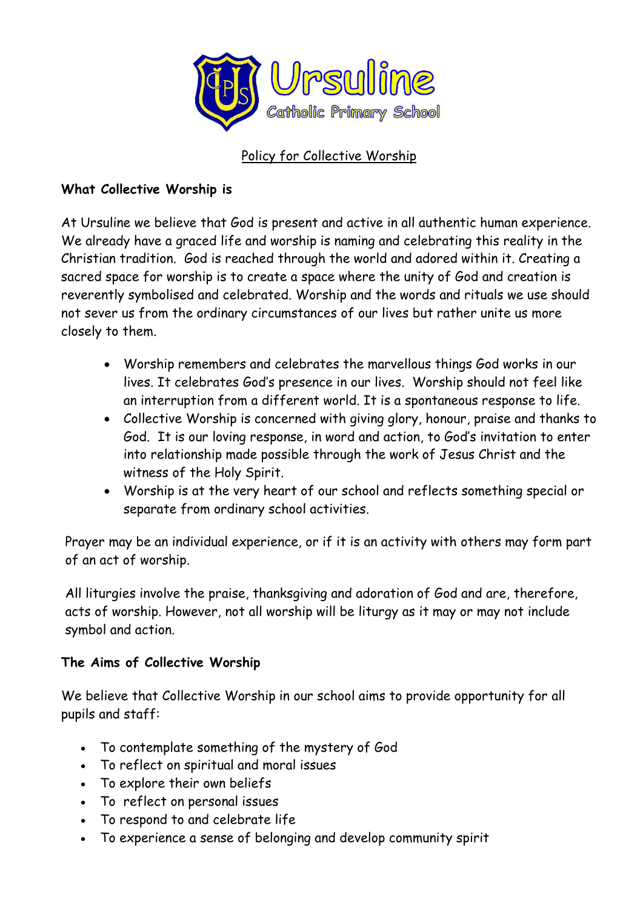Ursuline

Catholic Primary School

# Policy for Collective Worship

## What Collective Worship is

At Ursuline we believe that God is present and active in all authentic human experience. We already have a graced life and worship is naming and celebrating this reality in the Christian tradition. God is reached through the world and adored within it. Creating a sacred space for worship is to create a space where the unity of God and creation is reverently symbolised and celebrated. Worship and the words and rituals we use should not sever us from the ordinary circumstances of our lives but rather unite us more closely to them.

- Worship remembers and celebrates the marvellous things God works in our lives. It celebrates God's presence in our lives. Worship should not feel like an interruption from a different world. It is a spontaneous response to life.
- Collective Worship is concerned with giving glory, honour, praise and thanks to God. It is our loving response, in word and action, to God's invitation to enter into relationship made possible through the work of Jesus Christ and the witness of the Holy Spirit.
- Worship is at the very heart of our school and reflects something special or separate from ordinary school activities.

Prayer may be an individual experience, or if it is an activity with others may form part of an act of worship.

All liturgies involve the praise, thanksgiving and adoration of God and are, therefore, acts of worship. However, not all worship will be liturgy as it may or may not include symbol and action.

## The Aims of Collective Worship

We believe that Collective Worship in our school aims to provide opportunity for all pupils and staff:

- To contemplate something of the mystery of God
- To reflect on spiritual and moral issues
- To explore their own beliefs
- To reflect on personal issues
- To respond to and celebrate life
- To experience a sense of belonging and develop community spirit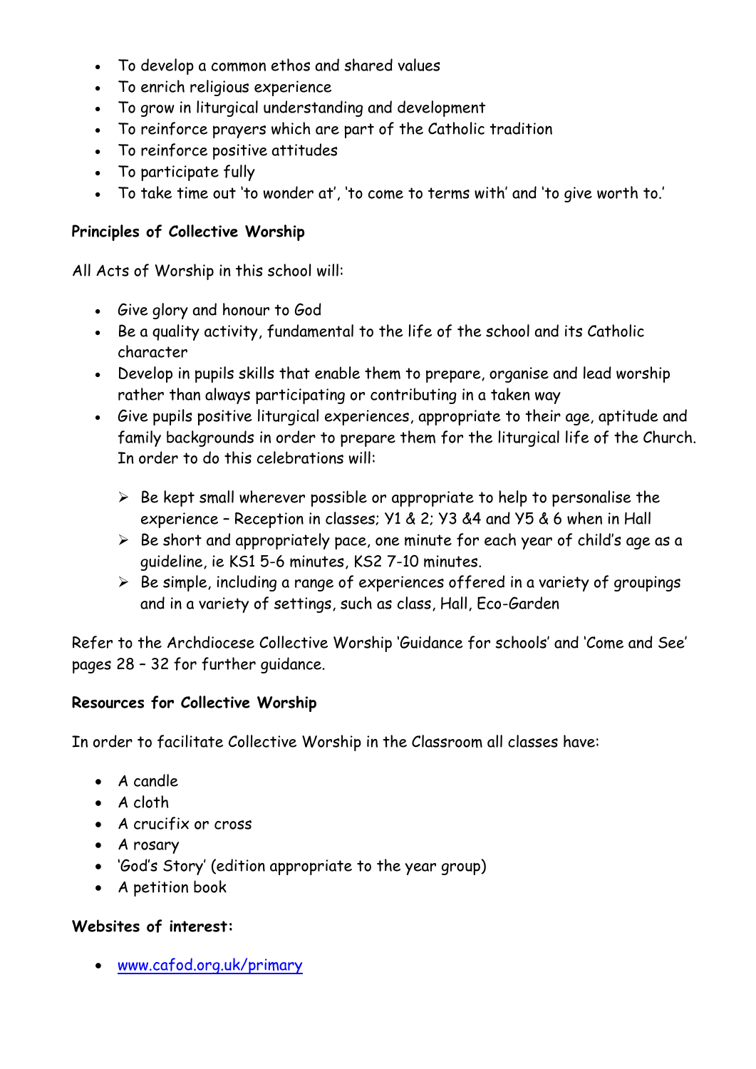- To develop a common ethos and shared values
- To enrich religious experience
- To grow in liturgical understanding and development
- To reinforce prayers which are part of the Catholic tradition
- To reinforce positive attitudes
- To participate fully
- To take time out 'to wonder at', 'to come to terms with' and 'to give worth to.'

**Principles of Collective Worship**

All Acts of Worship in this school will:

- Give glory and honour to God
- Be a quality activity, fundamental to the life of the school and its Catholic character
- Develop in pupils skills that enable them to prepare, organise and lead worship rather than always participating or contributing in a taken way
- Give pupils positive liturgical experiences, appropriate to their age, aptitude and family backgrounds in order to prepare them for the liturgical life of the Church. In order to do this celebrations will:
  - Be kept small wherever possible or appropriate to help to personalise the experience – Reception in classes; Y1 & 2; Y3 &4 and Y5 & 6 when in Hall
  - Be short and appropriately pace, one minute for each year of child's age as a guideline, ie KS1 5-6 minutes, KS2 7-10 minutes.
  - Be simple, including a range of experiences offered in a variety of groupings and in a variety of settings, such as class, Hall, Eco-Garden

Refer to the Archdiocese Collective Worship 'Guidance for schools' and 'Come and See' pages 28 – 32 for further guidance.

**Resources for Collective Worship**

In order to facilitate Collective Worship in the Classroom all classes have:

- A candle
- A cloth
- A crucifix or cross
- A rosary
- 'God's Story' (edition appropriate to the year group)
- A petition book

**Websites of interest:**

- [www.cafod.org.uk/primary](http://www.cafod.org.uk/primary)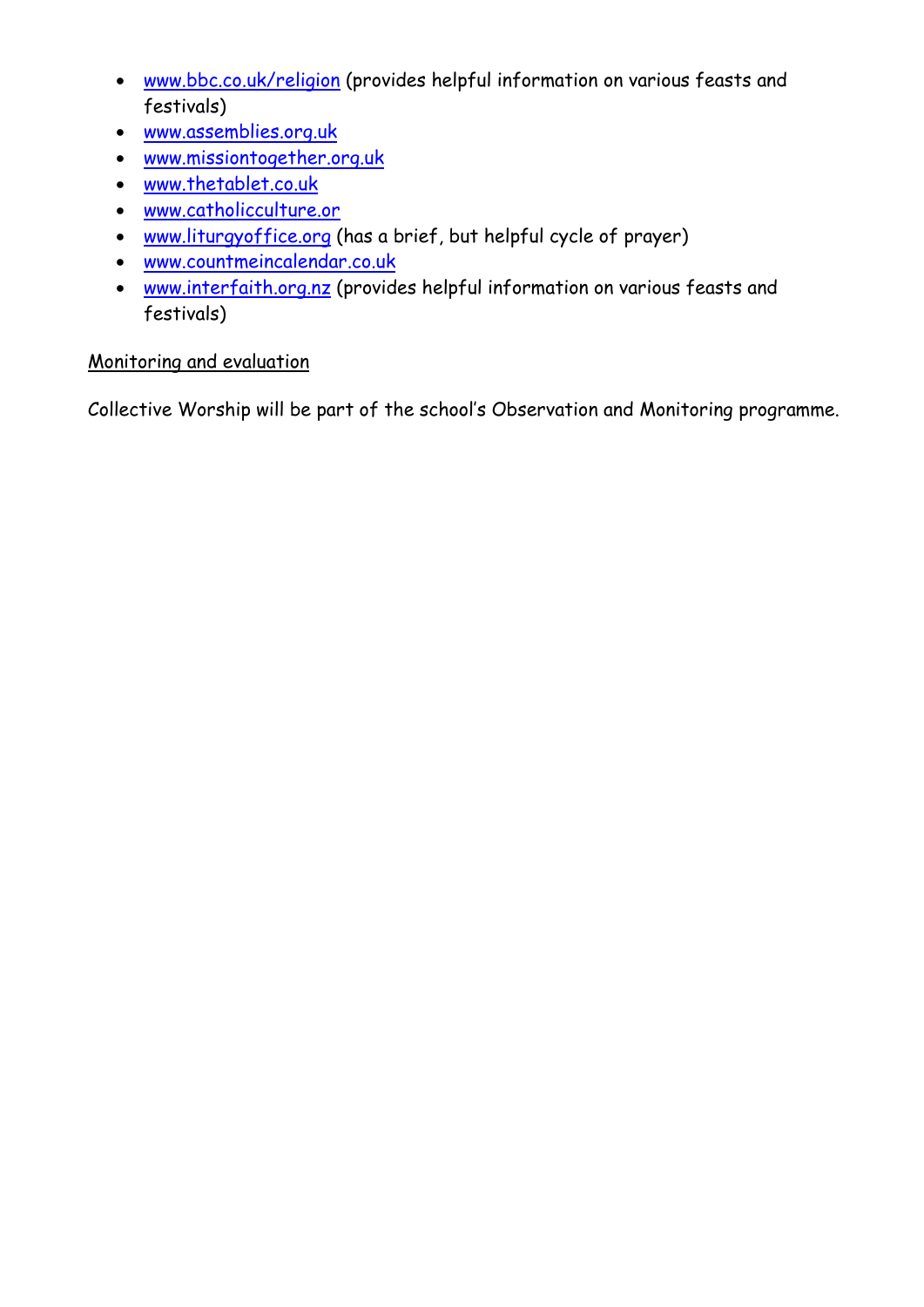- www.bbc.co.uk/religion (provides helpful information on various feasts and festivals)
- www.assemblies.org.uk
- www.missiontogether.org.uk
- www.thetablet.co.uk
- www.catholicculture.or
- www.liturgyoffice.org (has a brief, but helpful cycle of prayer)
- www.countmeincalendar.co.uk
- www.interfaith.org.nz (provides helpful information on various feasts and festivals)

Monitoring and evaluation

Collective Worship will be part of the school's Observation and Monitoring programme.